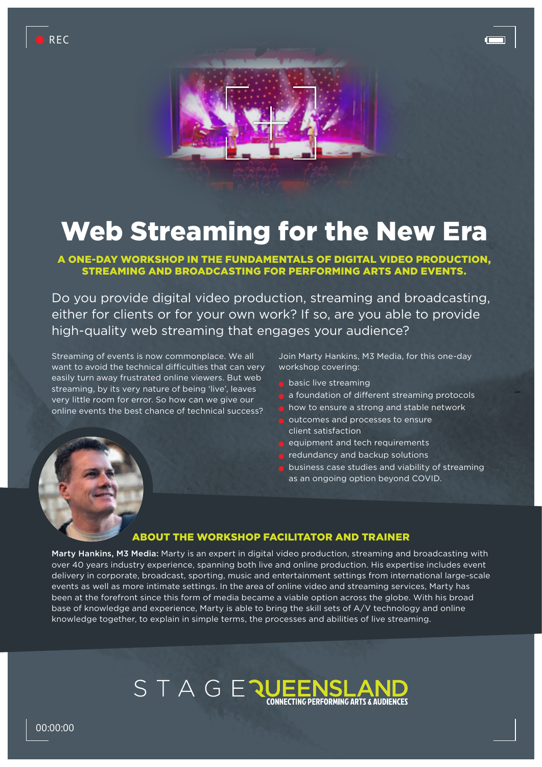# Web Streaming for the New Era

**A ONE-DAY WORKSHOP IN THE FUNDAMENTALS OF DIGITAL VIDEO PRODUCTION, STREAMING AND BROADCASTING FOR PERFORMING ARTS AND EVENTS.**

Do you provide digital video production, streaming and broadcasting, either for clients or for your own work? If so, are you able to provide high-quality web streaming that engages your audience?

Streaming of events is now commonplace. We all want to avoid the technical difficulties that can very easily turn away frustrated online viewers. But web streaming, by its very nature of being 'live', leaves very little room for error. So how can we give our online events the best chance of technical success?

Join Marty Hankins, M3 Media, for this one-day workshop covering:

- basic live streaming
- a foundation of different streaming protocols
- how to ensure a strong and stable network
- outcomes and processes to ensure client satisfaction
- equipment and tech requirements
- redundancy and backup solutions
- business case studies and viability of streaming as an ongoing option beyond COVID.

## ABOUT THE WORKSHOP FACILITATOR AND TRAINER

**Marty Hankins, M3 Media:** Marty is an expert in digital video production, streaming and broadcasting with over 40 years industry experience, spanning both live and online production. His expertise includes event delivery in corporate, broadcast, sporting, music and entertainment settings from international large-scale events as well as more intimate settings. In the area of online video and streaming services, Marty has been at the forefront since this form of media became a viable option across the globe. With his broad base of knowledge and experience, Marty is able to bring the skill sets of A/V technology and online knowledge together, to explain in simple terms, the processes and abilities of live streaming.

STAGE QUEENSLAND
CONNECTING PERFORMING ARTS & AUDIENCES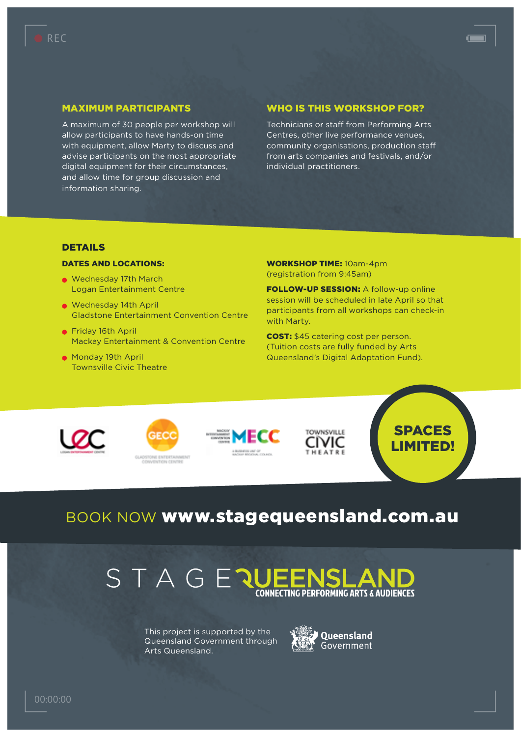## MAXIMUM PARTICIPANTS

A maximum of 30 people per workshop will allow participants to have hands-on time with equipment, allow Marty to discuss and advise participants on the most appropriate digital equipment for their circumstances, and allow time for group discussion and information sharing.

## WHO IS THIS WORKSHOP FOR?

Technicians or staff from Performing Arts Centres, other live performance venues, community organisations, production staff from arts companies and festivals, and/or individual practitioners.

## DETAILS

**DATES AND LOCATIONS:**

- Wednesday 17th March
  Logan Entertainment Centre
- Wednesday 14th April
  Gladstone Entertainment Convention Centre
- Friday 16th April
  Mackay Entertainment & Convention Centre
- Monday 19th April
  Townsville Civic Theatre

**WORKSHOP TIME:** 10am-4pm (registration from 9:45am)

**FOLLOW-UP SESSION:** A follow-up online session will be scheduled in late April so that participants from all workshops can check-in with Marty.

**COST:** $45 catering cost per person. (Tuition costs are fully funded by Arts Queensland's Digital Adaptation Fund).

**SPACES LIMITED!**

BOOK NOW **www.stagequeensland.com.au**

STAGE QUEENSLAND
CONNECTING PERFORMING ARTS & AUDIENCES

This project is supported by the Queensland Government through Arts Queensland.

Queensland Government